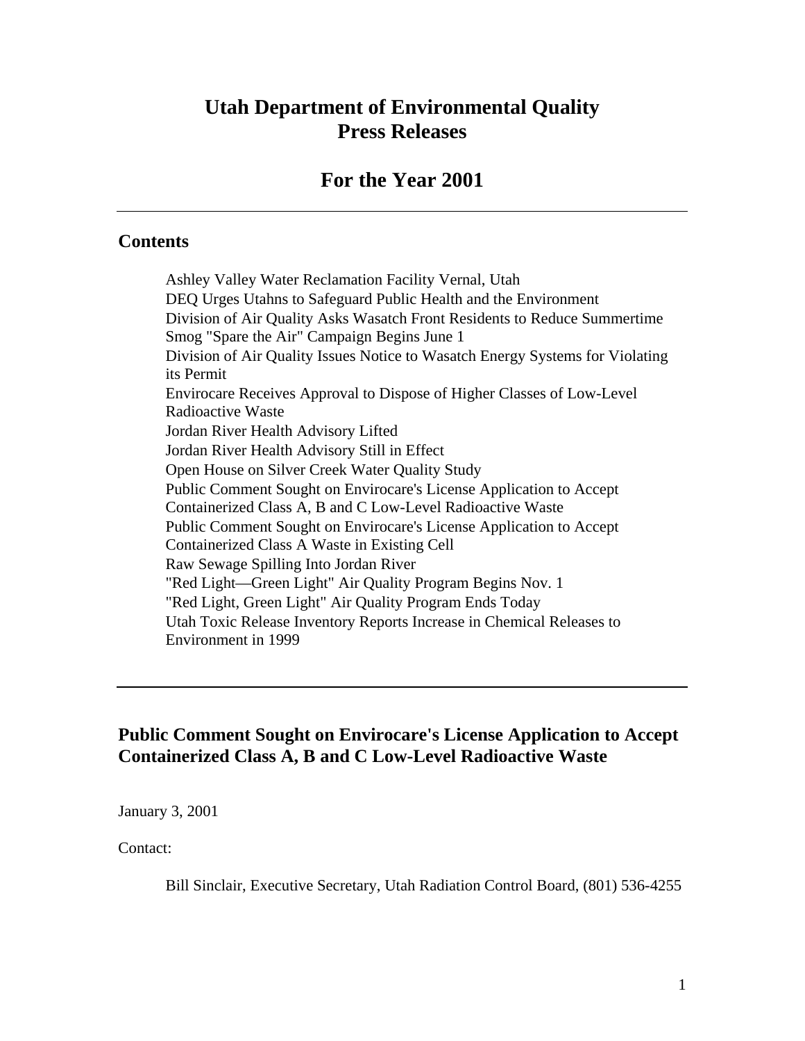# Utah Department of Environmental Quality Press Releases

## For the Year 2001

---

### Contents

- Ashley Valley Water Reclamation Facility Vernal, Utah
- DEQ Urges Utahns to Safeguard Public Health and the Environment
- Division of Air Quality Asks Wasatch Front Residents to Reduce Summertime Smog "Spare the Air" Campaign Begins June 1
- Division of Air Quality Issues Notice to Wasatch Energy Systems for Violating its Permit
- Envirocare Receives Approval to Dispose of Higher Classes of Low-Level Radioactive Waste
- Jordan River Health Advisory Lifted
- Jordan River Health Advisory Still in Effect
- Open House on Silver Creek Water Quality Study
- Public Comment Sought on Envirocare's License Application to Accept Containerized Class A, B and C Low-Level Radioactive Waste
- Public Comment Sought on Envirocare's License Application to Accept Containerized Class A Waste in Existing Cell
- Raw Sewage Spilling Into Jordan River
- "Red Light—Green Light" Air Quality Program Begins Nov. 1
- "Red Light, Green Light" Air Quality Program Ends Today
- Utah Toxic Release Inventory Reports Increase in Chemical Releases to Environment in 1999

---

### Public Comment Sought on Envirocare's License Application to Accept Containerized Class A, B and C Low-Level Radioactive Waste

January 3, 2001

Contact:

Bill Sinclair, Executive Secretary, Utah Radiation Control Board, (801) 536-4255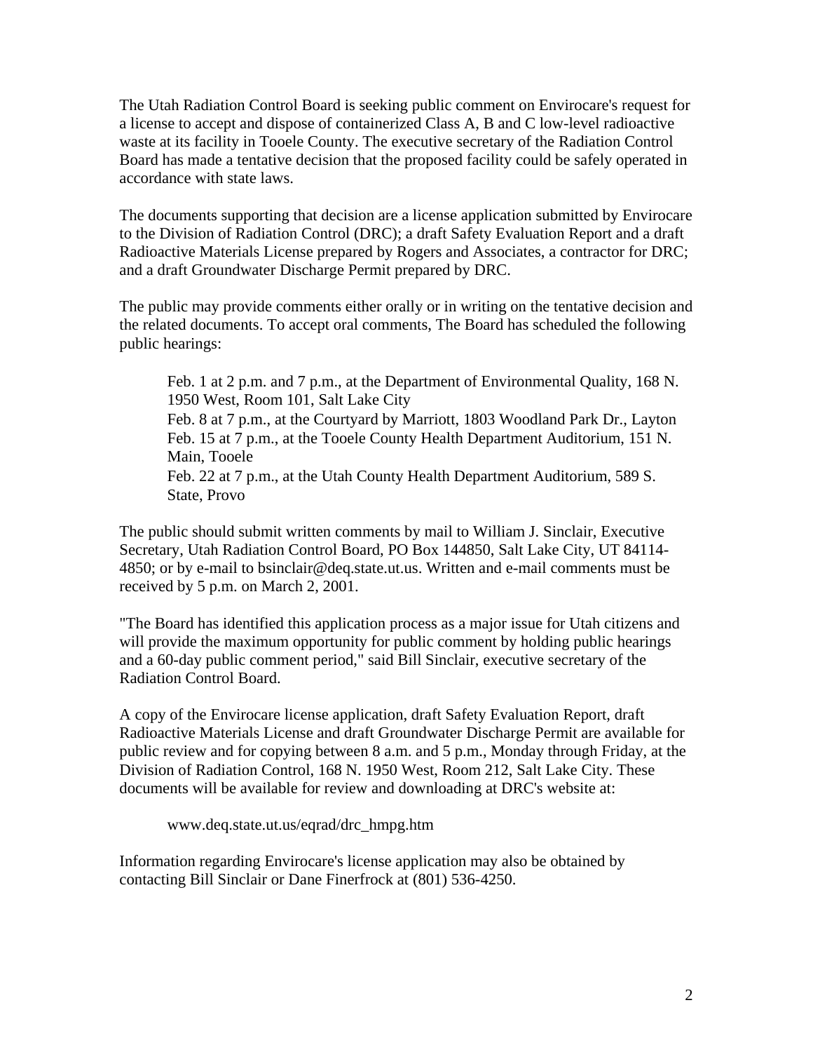The Utah Radiation Control Board is seeking public comment on Envirocare's request for a license to accept and dispose of containerized Class A, B and C low-level radioactive waste at its facility in Tooele County. The executive secretary of the Radiation Control Board has made a tentative decision that the proposed facility could be safely operated in accordance with state laws.

The documents supporting that decision are a license application submitted by Envirocare to the Division of Radiation Control (DRC); a draft Safety Evaluation Report and a draft Radioactive Materials License prepared by Rogers and Associates, a contractor for DRC; and a draft Groundwater Discharge Permit prepared by DRC.

The public may provide comments either orally or in writing on the tentative decision and the related documents. To accept oral comments, The Board has scheduled the following public hearings:

> Feb. 1 at 2 p.m. and 7 p.m., at the Department of Environmental Quality, 168 N. 1950 West, Room 101, Salt Lake City
> Feb. 8 at 7 p.m., at the Courtyard by Marriott, 1803 Woodland Park Dr., Layton
> Feb. 15 at 7 p.m., at the Tooele County Health Department Auditorium, 151 N. Main, Tooele
> Feb. 22 at 7 p.m., at the Utah County Health Department Auditorium, 589 S. State, Provo

The public should submit written comments by mail to William J. Sinclair, Executive Secretary, Utah Radiation Control Board, PO Box 144850, Salt Lake City, UT 84114-4850; or by e-mail to bsinclair@deq.state.ut.us. Written and e-mail comments must be received by 5 p.m. on March 2, 2001.

"The Board has identified this application process as a major issue for Utah citizens and will provide the maximum opportunity for public comment by holding public hearings and a 60-day public comment period," said Bill Sinclair, executive secretary of the Radiation Control Board.

A copy of the Envirocare license application, draft Safety Evaluation Report, draft Radioactive Materials License and draft Groundwater Discharge Permit are available for public review and for copying between 8 a.m. and 5 p.m., Monday through Friday, at the Division of Radiation Control, 168 N. 1950 West, Room 212, Salt Lake City. These documents will be available for review and downloading at DRC's website at:

> www.deq.state.ut.us/eqrad/drc_hmpg.htm

Information regarding Envirocare's license application may also be obtained by contacting Bill Sinclair or Dane Finerfrock at (801) 536-4250.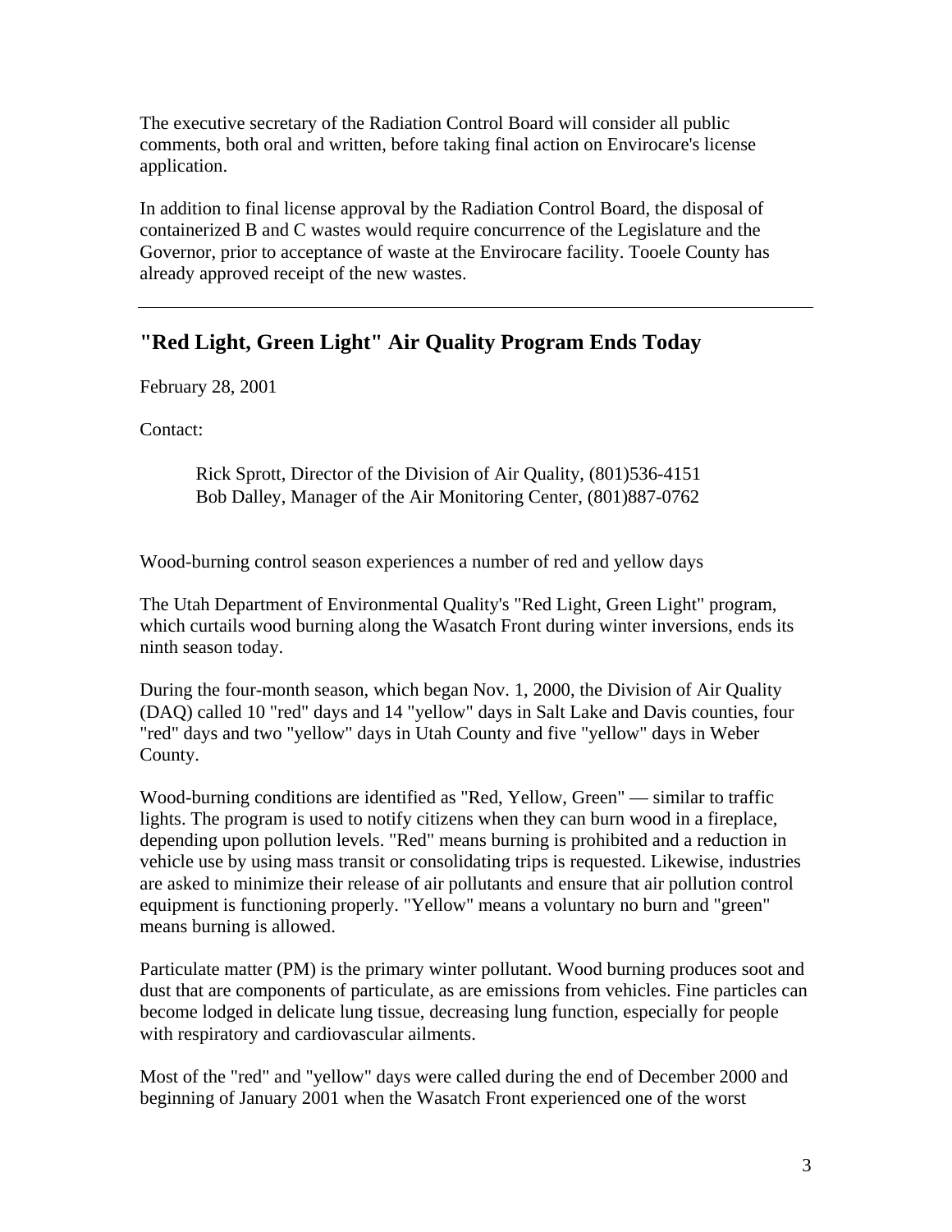The executive secretary of the Radiation Control Board will consider all public comments, both oral and written, before taking final action on Envirocare's license application.

In addition to final license approval by the Radiation Control Board, the disposal of containerized B and C wastes would require concurrence of the Legislature and the Governor, prior to acceptance of waste at the Envirocare facility. Tooele County has already approved receipt of the new wastes.

---

## "Red Light, Green Light" Air Quality Program Ends Today

February 28, 2001

Contact:

> Rick Sprott, Director of the Division of Air Quality, (801)536-4151
> Bob Dalley, Manager of the Air Monitoring Center, (801)887-0762

Wood-burning control season experiences a number of red and yellow days

The Utah Department of Environmental Quality's "Red Light, Green Light" program, which curtails wood burning along the Wasatch Front during winter inversions, ends its ninth season today.

During the four-month season, which began Nov. 1, 2000, the Division of Air Quality (DAQ) called 10 "red" days and 14 "yellow" days in Salt Lake and Davis counties, four "red" days and two "yellow" days in Utah County and five "yellow" days in Weber County.

Wood-burning conditions are identified as "Red, Yellow, Green" — similar to traffic lights. The program is used to notify citizens when they can burn wood in a fireplace, depending upon pollution levels. "Red" means burning is prohibited and a reduction in vehicle use by using mass transit or consolidating trips is requested. Likewise, industries are asked to minimize their release of air pollutants and ensure that air pollution control equipment is functioning properly. "Yellow" means a voluntary no burn and "green" means burning is allowed.

Particulate matter (PM) is the primary winter pollutant. Wood burning produces soot and dust that are components of particulate, as are emissions from vehicles. Fine particles can become lodged in delicate lung tissue, decreasing lung function, especially for people with respiratory and cardiovascular ailments.

Most of the "red" and "yellow" days were called during the end of December 2000 and beginning of January 2001 when the Wasatch Front experienced one of the worst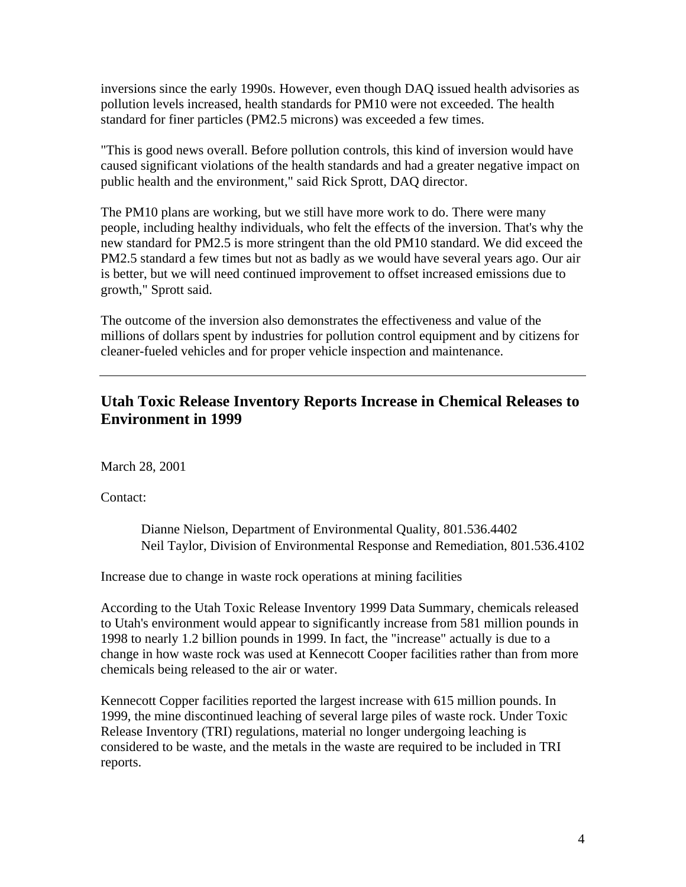inversions since the early 1990s. However, even though DAQ issued health advisories as pollution levels increased, health standards for PM10 were not exceeded. The health standard for finer particles (PM2.5 microns) was exceeded a few times.

"This is good news overall. Before pollution controls, this kind of inversion would have caused significant violations of the health standards and had a greater negative impact on public health and the environment," said Rick Sprott, DAQ director.

The PM10 plans are working, but we still have more work to do. There were many people, including healthy individuals, who felt the effects of the inversion. That's why the new standard for PM2.5 is more stringent than the old PM10 standard. We did exceed the PM2.5 standard a few times but not as badly as we would have several years ago. Our air is better, but we will need continued improvement to offset increased emissions due to growth," Sprott said.

The outcome of the inversion also demonstrates the effectiveness and value of the millions of dollars spent by industries for pollution control equipment and by citizens for cleaner-fueled vehicles and for proper vehicle inspection and maintenance.

---

## Utah Toxic Release Inventory Reports Increase in Chemical Releases to Environment in 1999

March 28, 2001

Contact:

> Dianne Nielson, Department of Environmental Quality, 801.536.4402
> Neil Taylor, Division of Environmental Response and Remediation, 801.536.4102

Increase due to change in waste rock operations at mining facilities

According to the Utah Toxic Release Inventory 1999 Data Summary, chemicals released to Utah's environment would appear to significantly increase from 581 million pounds in 1998 to nearly 1.2 billion pounds in 1999. In fact, the "increase" actually is due to a change in how waste rock was used at Kennecott Cooper facilities rather than from more chemicals being released to the air or water.

Kennecott Copper facilities reported the largest increase with 615 million pounds. In 1999, the mine discontinued leaching of several large piles of waste rock. Under Toxic Release Inventory (TRI) regulations, material no longer undergoing leaching is considered to be waste, and the metals in the waste are required to be included in TRI reports.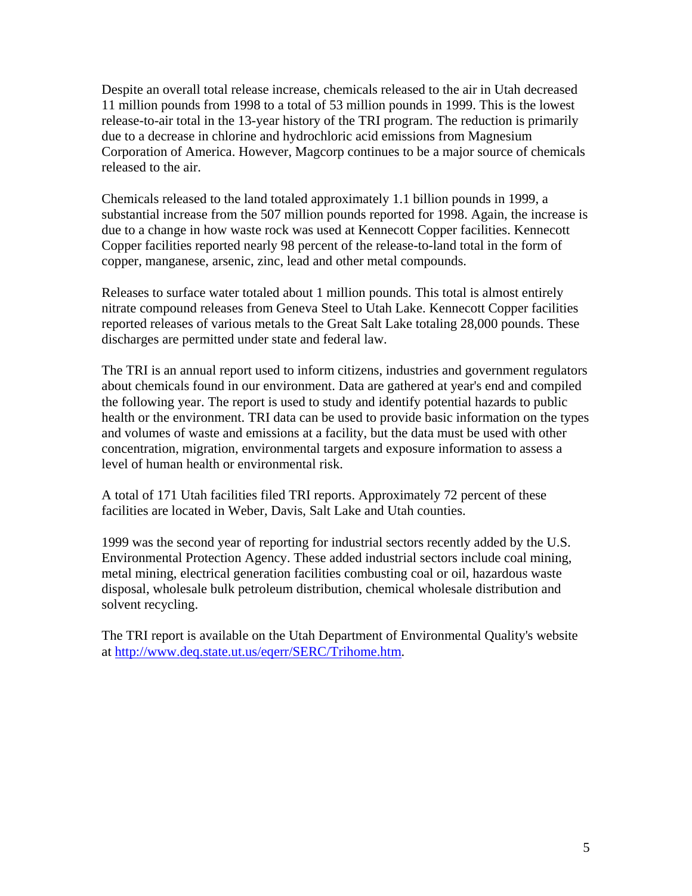Despite an overall total release increase, chemicals released to the air in Utah decreased 11 million pounds from 1998 to a total of 53 million pounds in 1999. This is the lowest release-to-air total in the 13-year history of the TRI program. The reduction is primarily due to a decrease in chlorine and hydrochloric acid emissions from Magnesium Corporation of America. However, Magcorp continues to be a major source of chemicals released to the air.

Chemicals released to the land totaled approximately 1.1 billion pounds in 1999, a substantial increase from the 507 million pounds reported for 1998. Again, the increase is due to a change in how waste rock was used at Kennecott Copper facilities. Kennecott Copper facilities reported nearly 98 percent of the release-to-land total in the form of copper, manganese, arsenic, zinc, lead and other metal compounds.

Releases to surface water totaled about 1 million pounds. This total is almost entirely nitrate compound releases from Geneva Steel to Utah Lake. Kennecott Copper facilities reported releases of various metals to the Great Salt Lake totaling 28,000 pounds. These discharges are permitted under state and federal law.

The TRI is an annual report used to inform citizens, industries and government regulators about chemicals found in our environment. Data are gathered at year's end and compiled the following year. The report is used to study and identify potential hazards to public health or the environment. TRI data can be used to provide basic information on the types and volumes of waste and emissions at a facility, but the data must be used with other concentration, migration, environmental targets and exposure information to assess a level of human health or environmental risk.

A total of 171 Utah facilities filed TRI reports. Approximately 72 percent of these facilities are located in Weber, Davis, Salt Lake and Utah counties.

1999 was the second year of reporting for industrial sectors recently added by the U.S. Environmental Protection Agency. These added industrial sectors include coal mining, metal mining, electrical generation facilities combusting coal or oil, hazardous waste disposal, wholesale bulk petroleum distribution, chemical wholesale distribution and solvent recycling.

The TRI report is available on the Utah Department of Environmental Quality's website at [http://www.deq.state.ut.us/eqerr/SERC/Trihome.htm](http://www.deq.state.ut.us/eqerr/SERC/Trihome.htm).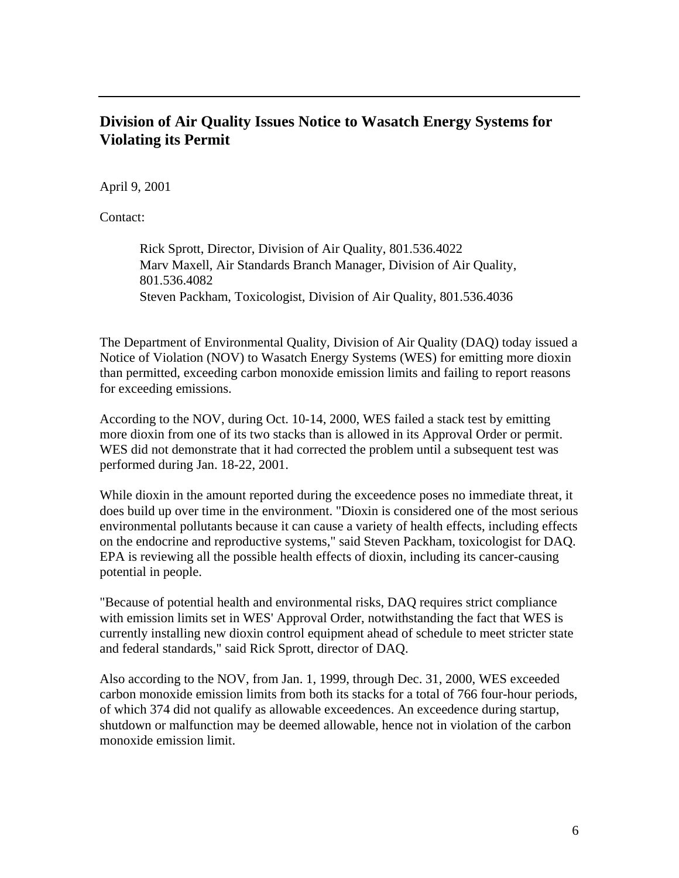---

## Division of Air Quality Issues Notice to Wasatch Energy Systems for Violating its Permit

April 9, 2001

Contact:

> Rick Sprott, Director, Division of Air Quality, 801.536.4022
> Marv Maxell, Air Standards Branch Manager, Division of Air Quality, 801.536.4082
> Steven Packham, Toxicologist, Division of Air Quality, 801.536.4036

The Department of Environmental Quality, Division of Air Quality (DAQ) today issued a Notice of Violation (NOV) to Wasatch Energy Systems (WES) for emitting more dioxin than permitted, exceeding carbon monoxide emission limits and failing to report reasons for exceeding emissions.

According to the NOV, during Oct. 10-14, 2000, WES failed a stack test by emitting more dioxin from one of its two stacks than is allowed in its Approval Order or permit. WES did not demonstrate that it had corrected the problem until a subsequent test was performed during Jan. 18-22, 2001.

While dioxin in the amount reported during the exceedence poses no immediate threat, it does build up over time in the environment. "Dioxin is considered one of the most serious environmental pollutants because it can cause a variety of health effects, including effects on the endocrine and reproductive systems," said Steven Packham, toxicologist for DAQ. EPA is reviewing all the possible health effects of dioxin, including its cancer-causing potential in people.

"Because of potential health and environmental risks, DAQ requires strict compliance with emission limits set in WES' Approval Order, notwithstanding the fact that WES is currently installing new dioxin control equipment ahead of schedule to meet stricter state and federal standards," said Rick Sprott, director of DAQ.

Also according to the NOV, from Jan. 1, 1999, through Dec. 31, 2000, WES exceeded carbon monoxide emission limits from both its stacks for a total of 766 four-hour periods, of which 374 did not qualify as allowable exceedences. An exceedence during startup, shutdown or malfunction may be deemed allowable, hence not in violation of the carbon monoxide emission limit.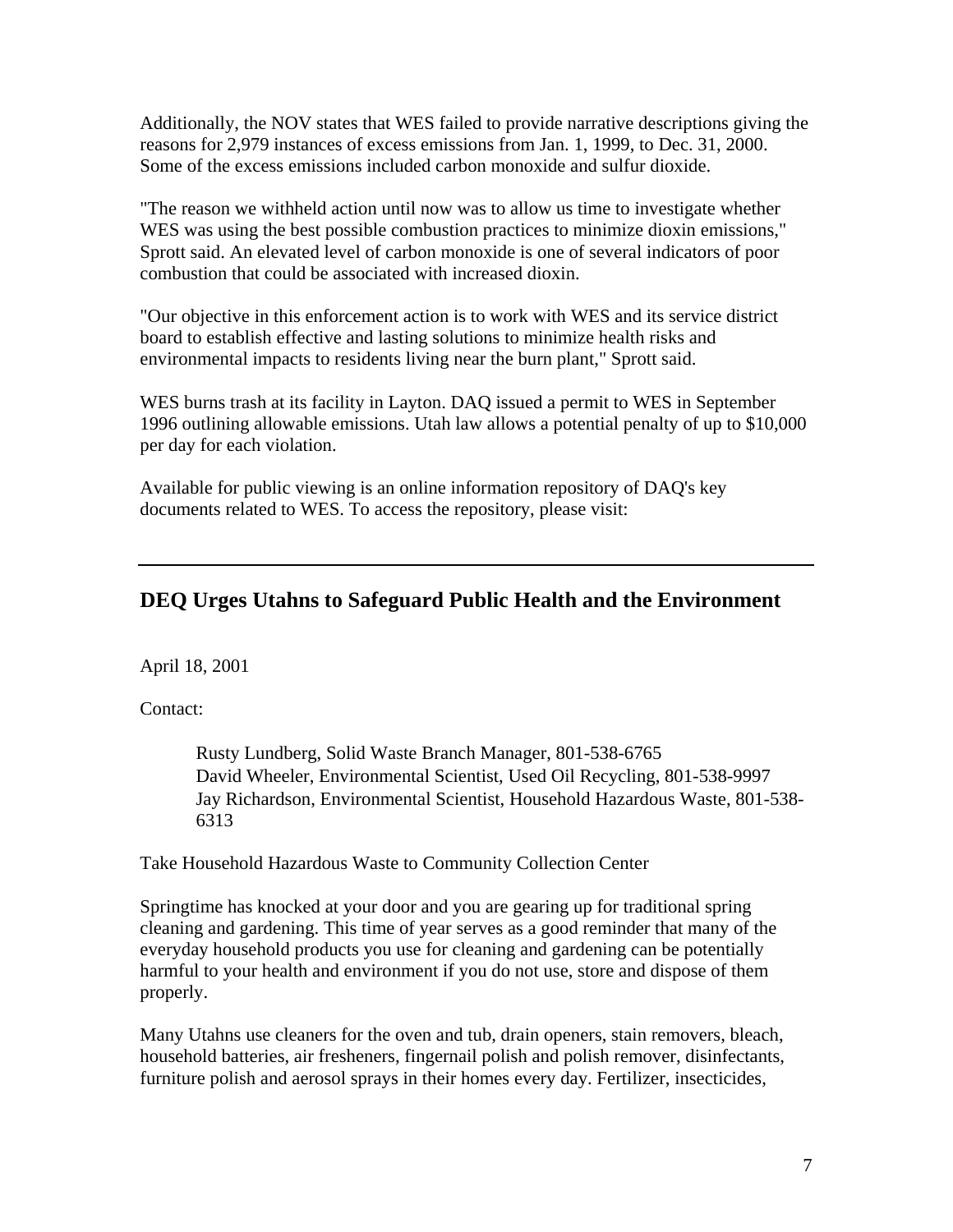Additionally, the NOV states that WES failed to provide narrative descriptions giving the reasons for 2,979 instances of excess emissions from Jan. 1, 1999, to Dec. 31, 2000. Some of the excess emissions included carbon monoxide and sulfur dioxide.

"The reason we withheld action until now was to allow us time to investigate whether WES was using the best possible combustion practices to minimize dioxin emissions," Sprott said. An elevated level of carbon monoxide is one of several indicators of poor combustion that could be associated with increased dioxin.

"Our objective in this enforcement action is to work with WES and its service district board to establish effective and lasting solutions to minimize health risks and environmental impacts to residents living near the burn plant," Sprott said.

WES burns trash at its facility in Layton. DAQ issued a permit to WES in September 1996 outlining allowable emissions. Utah law allows a potential penalty of up to $10,000 per day for each violation.

Available for public viewing is an online information repository of DAQ's key documents related to WES. To access the repository, please visit:

---

## DEQ Urges Utahns to Safeguard Public Health and the Environment

April 18, 2001

Contact:

> Rusty Lundberg, Solid Waste Branch Manager, 801-538-6765
> David Wheeler, Environmental Scientist, Used Oil Recycling, 801-538-9997
> Jay Richardson, Environmental Scientist, Household Hazardous Waste, 801-538-6313

Take Household Hazardous Waste to Community Collection Center

Springtime has knocked at your door and you are gearing up for traditional spring cleaning and gardening. This time of year serves as a good reminder that many of the everyday household products you use for cleaning and gardening can be potentially harmful to your health and environment if you do not use, store and dispose of them properly.

Many Utahns use cleaners for the oven and tub, drain openers, stain removers, bleach, household batteries, air fresheners, fingernail polish and polish remover, disinfectants, furniture polish and aerosol sprays in their homes every day. Fertilizer, insecticides,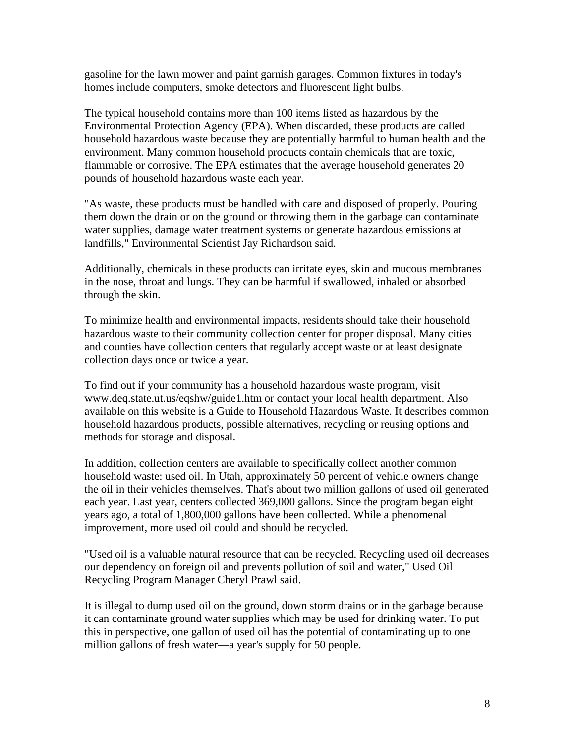gasoline for the lawn mower and paint garnish garages. Common fixtures in today's homes include computers, smoke detectors and fluorescent light bulbs.

The typical household contains more than 100 items listed as hazardous by the Environmental Protection Agency (EPA). When discarded, these products are called household hazardous waste because they are potentially harmful to human health and the environment. Many common household products contain chemicals that are toxic, flammable or corrosive. The EPA estimates that the average household generates 20 pounds of household hazardous waste each year.

"As waste, these products must be handled with care and disposed of properly. Pouring them down the drain or on the ground or throwing them in the garbage can contaminate water supplies, damage water treatment systems or generate hazardous emissions at landfills," Environmental Scientist Jay Richardson said.

Additionally, chemicals in these products can irritate eyes, skin and mucous membranes in the nose, throat and lungs. They can be harmful if swallowed, inhaled or absorbed through the skin.

To minimize health and environmental impacts, residents should take their household hazardous waste to their community collection center for proper disposal. Many cities and counties have collection centers that regularly accept waste or at least designate collection days once or twice a year.

To find out if your community has a household hazardous waste program, visit www.deq.state.ut.us/eqshw/guide1.htm or contact your local health department. Also available on this website is a Guide to Household Hazardous Waste. It describes common household hazardous products, possible alternatives, recycling or reusing options and methods for storage and disposal.

In addition, collection centers are available to specifically collect another common household waste: used oil. In Utah, approximately 50 percent of vehicle owners change the oil in their vehicles themselves. That's about two million gallons of used oil generated each year. Last year, centers collected 369,000 gallons. Since the program began eight years ago, a total of 1,800,000 gallons have been collected. While a phenomenal improvement, more used oil could and should be recycled.

"Used oil is a valuable natural resource that can be recycled. Recycling used oil decreases our dependency on foreign oil and prevents pollution of soil and water," Used Oil Recycling Program Manager Cheryl Prawl said.

It is illegal to dump used oil on the ground, down storm drains or in the garbage because it can contaminate ground water supplies which may be used for drinking water. To put this in perspective, one gallon of used oil has the potential of contaminating up to one million gallons of fresh water—a year's supply for 50 people.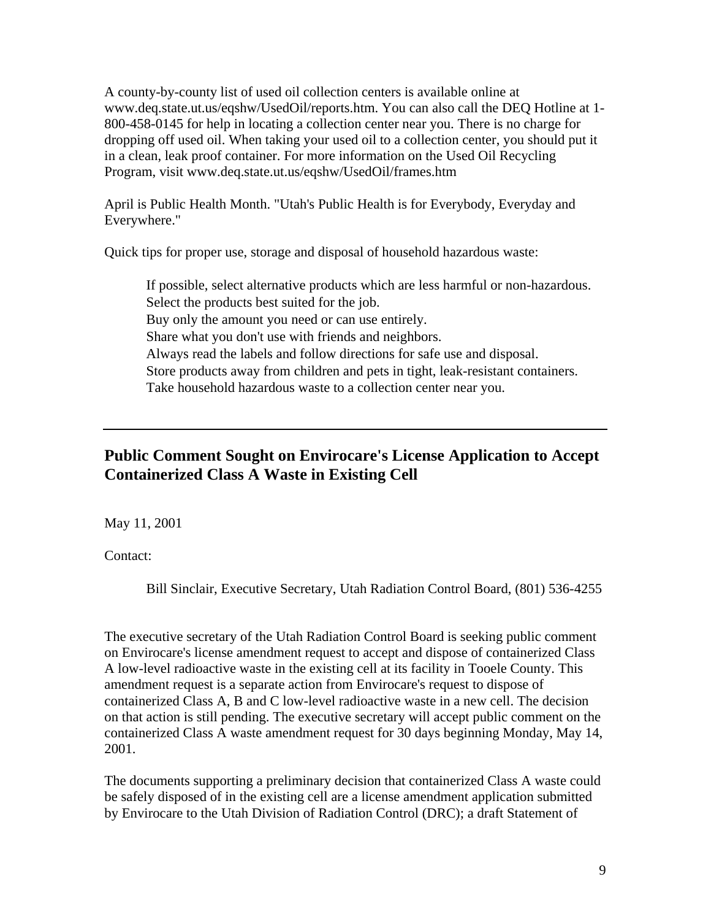A county-by-county list of used oil collection centers is available online at www.deq.state.ut.us/eqshw/UsedOil/reports.htm. You can also call the DEQ Hotline at 1-800-458-0145 for help in locating a collection center near you. There is no charge for dropping off used oil. When taking your used oil to a collection center, you should put it in a clean, leak proof container. For more information on the Used Oil Recycling Program, visit www.deq.state.ut.us/eqshw/UsedOil/frames.htm

April is Public Health Month. "Utah's Public Health is for Everybody, Everyday and Everywhere."

Quick tips for proper use, storage and disposal of household hazardous waste:

If possible, select alternative products which are less harmful or non-hazardous.
Select the products best suited for the job.
Buy only the amount you need or can use entirely.
Share what you don't use with friends and neighbors.
Always read the labels and follow directions for safe use and disposal.
Store products away from children and pets in tight, leak-resistant containers.
Take household hazardous waste to a collection center near you.

---

## Public Comment Sought on Envirocare's License Application to Accept Containerized Class A Waste in Existing Cell

May 11, 2001

Contact:

Bill Sinclair, Executive Secretary, Utah Radiation Control Board, (801) 536-4255

The executive secretary of the Utah Radiation Control Board is seeking public comment on Envirocare's license amendment request to accept and dispose of containerized Class A low-level radioactive waste in the existing cell at its facility in Tooele County. This amendment request is a separate action from Envirocare's request to dispose of containerized Class A, B and C low-level radioactive waste in a new cell. The decision on that action is still pending. The executive secretary will accept public comment on the containerized Class A waste amendment request for 30 days beginning Monday, May 14, 2001.

The documents supporting a preliminary decision that containerized Class A waste could be safely disposed of in the existing cell are a license amendment application submitted by Envirocare to the Utah Division of Radiation Control (DRC); a draft Statement of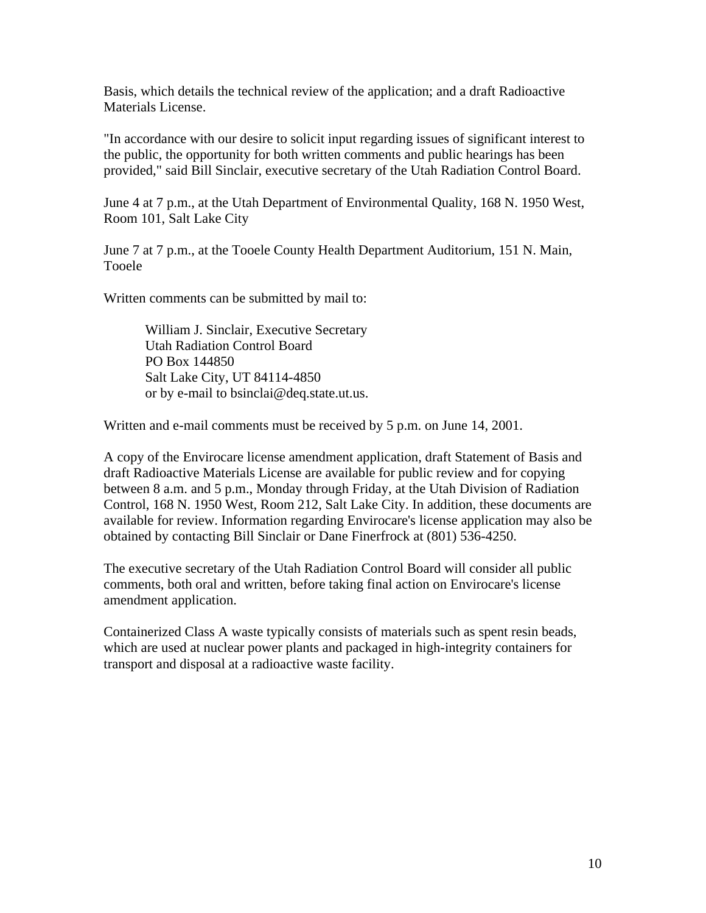Basis, which details the technical review of the application; and a draft Radioactive Materials License.

"In accordance with our desire to solicit input regarding issues of significant interest to the public, the opportunity for both written comments and public hearings has been provided," said Bill Sinclair, executive secretary of the Utah Radiation Control Board.

June 4 at 7 p.m., at the Utah Department of Environmental Quality, 168 N. 1950 West, Room 101, Salt Lake City

June 7 at 7 p.m., at the Tooele County Health Department Auditorium, 151 N. Main, Tooele

Written comments can be submitted by mail to:

> William J. Sinclair, Executive Secretary
> Utah Radiation Control Board
> PO Box 144850
> Salt Lake City, UT 84114-4850
> or by e-mail to bsinclai@deq.state.ut.us.

Written and e-mail comments must be received by 5 p.m. on June 14, 2001.

A copy of the Envirocare license amendment application, draft Statement of Basis and draft Radioactive Materials License are available for public review and for copying between 8 a.m. and 5 p.m., Monday through Friday, at the Utah Division of Radiation Control, 168 N. 1950 West, Room 212, Salt Lake City. In addition, these documents are available for review. Information regarding Envirocare's license application may also be obtained by contacting Bill Sinclair or Dane Finerfrock at (801) 536-4250.

The executive secretary of the Utah Radiation Control Board will consider all public comments, both oral and written, before taking final action on Envirocare's license amendment application.

Containerized Class A waste typically consists of materials such as spent resin beads, which are used at nuclear power plants and packaged in high-integrity containers for transport and disposal at a radioactive waste facility.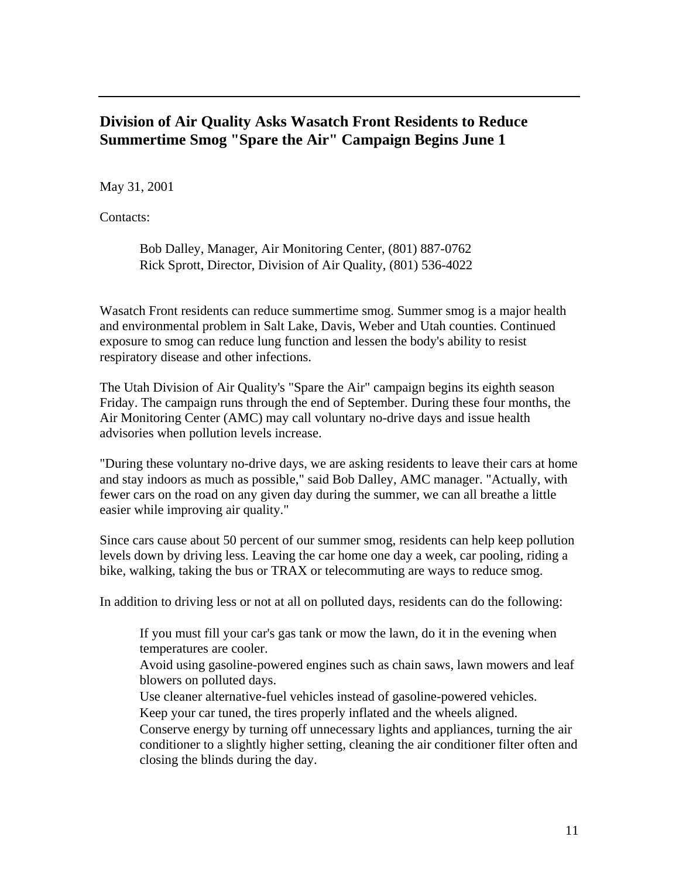## Division of Air Quality Asks Wasatch Front Residents to Reduce Summertime Smog "Spare the Air" Campaign Begins June 1

May 31, 2001

Contacts:

> Bob Dalley, Manager, Air Monitoring Center, (801) 887-0762
> Rick Sprott, Director, Division of Air Quality, (801) 536-4022

Wasatch Front residents can reduce summertime smog. Summer smog is a major health and environmental problem in Salt Lake, Davis, Weber and Utah counties. Continued exposure to smog can reduce lung function and lessen the body's ability to resist respiratory disease and other infections.

The Utah Division of Air Quality's "Spare the Air" campaign begins its eighth season Friday. The campaign runs through the end of September. During these four months, the Air Monitoring Center (AMC) may call voluntary no-drive days and issue health advisories when pollution levels increase.

"During these voluntary no-drive days, we are asking residents to leave their cars at home and stay indoors as much as possible," said Bob Dalley, AMC manager. "Actually, with fewer cars on the road on any given day during the summer, we can all breathe a little easier while improving air quality."

Since cars cause about 50 percent of our summer smog, residents can help keep pollution levels down by driving less. Leaving the car home one day a week, car pooling, riding a bike, walking, taking the bus or TRAX or telecommuting are ways to reduce smog.

In addition to driving less or not at all on polluted days, residents can do the following:

- If you must fill your car's gas tank or mow the lawn, do it in the evening when temperatures are cooler.
- Avoid using gasoline-powered engines such as chain saws, lawn mowers and leaf blowers on polluted days.
- Use cleaner alternative-fuel vehicles instead of gasoline-powered vehicles.
- Keep your car tuned, the tires properly inflated and the wheels aligned.
- Conserve energy by turning off unnecessary lights and appliances, turning the air conditioner to a slightly higher setting, cleaning the air conditioner filter often and closing the blinds during the day.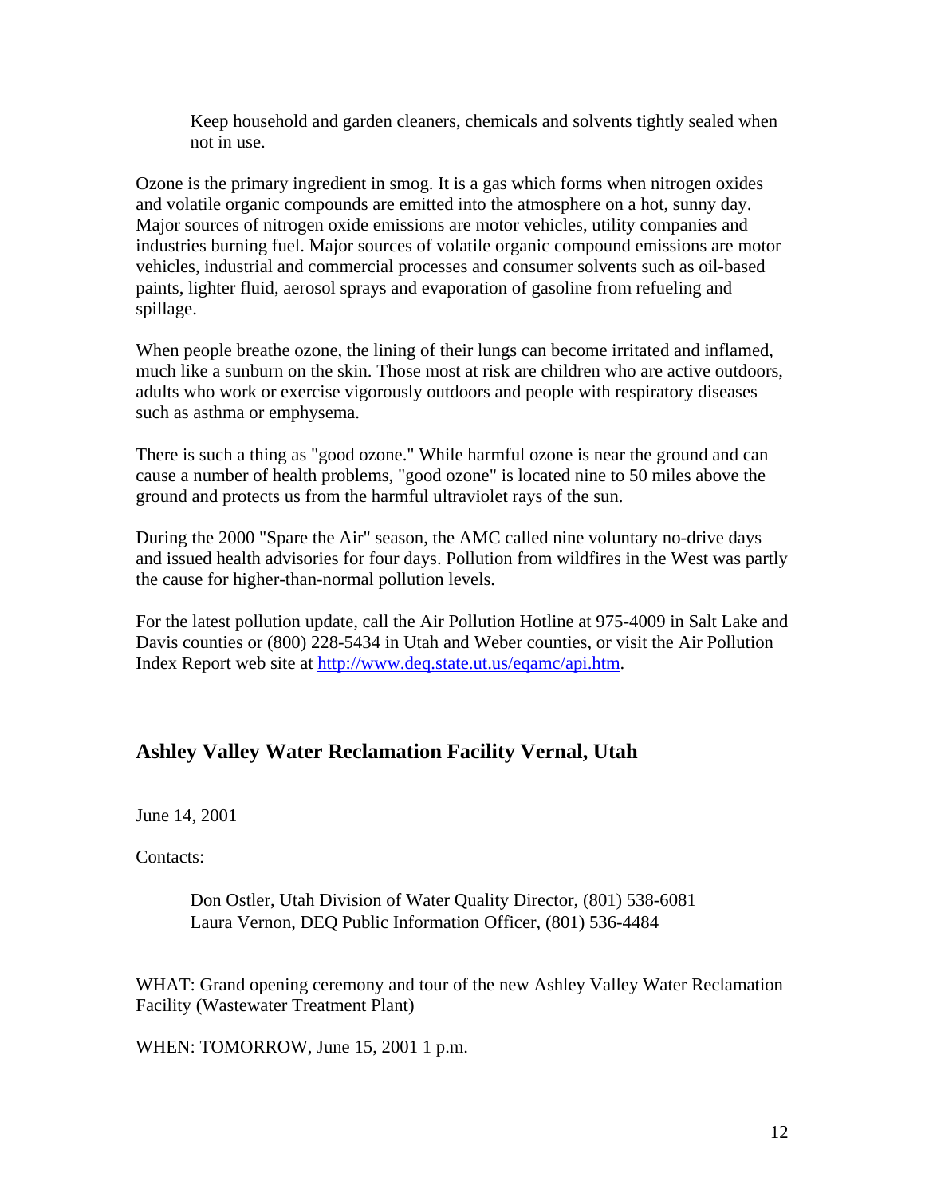Keep household and garden cleaners, chemicals and solvents tightly sealed when not in use.

Ozone is the primary ingredient in smog. It is a gas which forms when nitrogen oxides and volatile organic compounds are emitted into the atmosphere on a hot, sunny day. Major sources of nitrogen oxide emissions are motor vehicles, utility companies and industries burning fuel. Major sources of volatile organic compound emissions are motor vehicles, industrial and commercial processes and consumer solvents such as oil-based paints, lighter fluid, aerosol sprays and evaporation of gasoline from refueling and spillage.

When people breathe ozone, the lining of their lungs can become irritated and inflamed, much like a sunburn on the skin. Those most at risk are children who are active outdoors, adults who work or exercise vigorously outdoors and people with respiratory diseases such as asthma or emphysema.

There is such a thing as "good ozone." While harmful ozone is near the ground and can cause a number of health problems, "good ozone" is located nine to 50 miles above the ground and protects us from the harmful ultraviolet rays of the sun.

During the 2000 "Spare the Air" season, the AMC called nine voluntary no-drive days and issued health advisories for four days. Pollution from wildfires in the West was partly the cause for higher-than-normal pollution levels.

For the latest pollution update, call the Air Pollution Hotline at 975-4009 in Salt Lake and Davis counties or (800) 228-5434 in Utah and Weber counties, or visit the Air Pollution Index Report web site at [http://www.deq.state.ut.us/eqamc/api.htm](http://www.deq.state.ut.us/eqamc/api.htm).

---

## Ashley Valley Water Reclamation Facility Vernal, Utah

June 14, 2001

Contacts:

Don Ostler, Utah Division of Water Quality Director, (801) 538-6081
Laura Vernon, DEQ Public Information Officer, (801) 536-4484

WHAT: Grand opening ceremony and tour of the new Ashley Valley Water Reclamation Facility (Wastewater Treatment Plant)

WHEN: TOMORROW, June 15, 2001 1 p.m.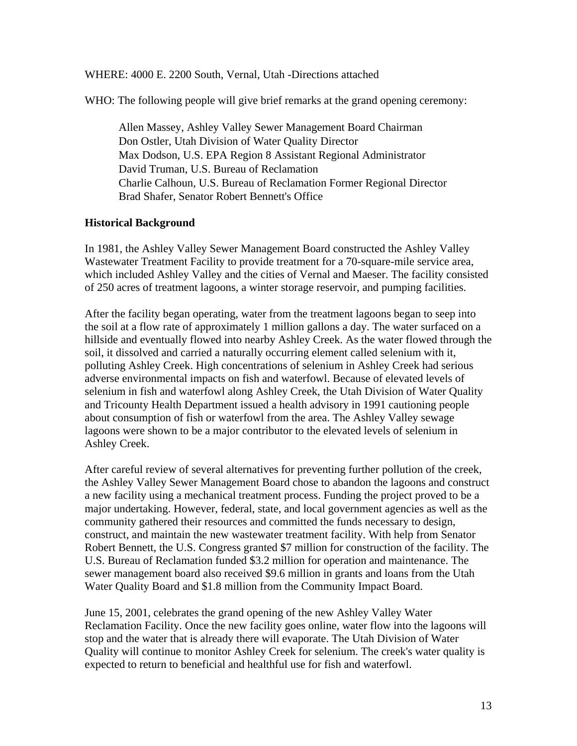WHERE: 4000 E. 2200 South, Vernal, Utah -Directions attached

WHO: The following people will give brief remarks at the grand opening ceremony:

Allen Massey, Ashley Valley Sewer Management Board Chairman
Don Ostler, Utah Division of Water Quality Director
Max Dodson, U.S. EPA Region 8 Assistant Regional Administrator
David Truman, U.S. Bureau of Reclamation
Charlie Calhoun, U.S. Bureau of Reclamation Former Regional Director
Brad Shafer, Senator Robert Bennett's Office

**Historical Background**

In 1981, the Ashley Valley Sewer Management Board constructed the Ashley Valley Wastewater Treatment Facility to provide treatment for a 70-square-mile service area, which included Ashley Valley and the cities of Vernal and Maeser. The facility consisted of 250 acres of treatment lagoons, a winter storage reservoir, and pumping facilities.

After the facility began operating, water from the treatment lagoons began to seep into the soil at a flow rate of approximately 1 million gallons a day. The water surfaced on a hillside and eventually flowed into nearby Ashley Creek. As the water flowed through the soil, it dissolved and carried a naturally occurring element called selenium with it, polluting Ashley Creek. High concentrations of selenium in Ashley Creek had serious adverse environmental impacts on fish and waterfowl. Because of elevated levels of selenium in fish and waterfowl along Ashley Creek, the Utah Division of Water Quality and Tricounty Health Department issued a health advisory in 1991 cautioning people about consumption of fish or waterfowl from the area. The Ashley Valley sewage lagoons were shown to be a major contributor to the elevated levels of selenium in Ashley Creek.

After careful review of several alternatives for preventing further pollution of the creek, the Ashley Valley Sewer Management Board chose to abandon the lagoons and construct a new facility using a mechanical treatment process. Funding the project proved to be a major undertaking. However, federal, state, and local government agencies as well as the community gathered their resources and committed the funds necessary to design, construct, and maintain the new wastewater treatment facility. With help from Senator Robert Bennett, the U.S. Congress granted $7 million for construction of the facility. The U.S. Bureau of Reclamation funded $3.2 million for operation and maintenance. The sewer management board also received $9.6 million in grants and loans from the Utah Water Quality Board and $1.8 million from the Community Impact Board.

June 15, 2001, celebrates the grand opening of the new Ashley Valley Water Reclamation Facility. Once the new facility goes online, water flow into the lagoons will stop and the water that is already there will evaporate. The Utah Division of Water Quality will continue to monitor Ashley Creek for selenium. The creek's water quality is expected to return to beneficial and healthful use for fish and waterfowl.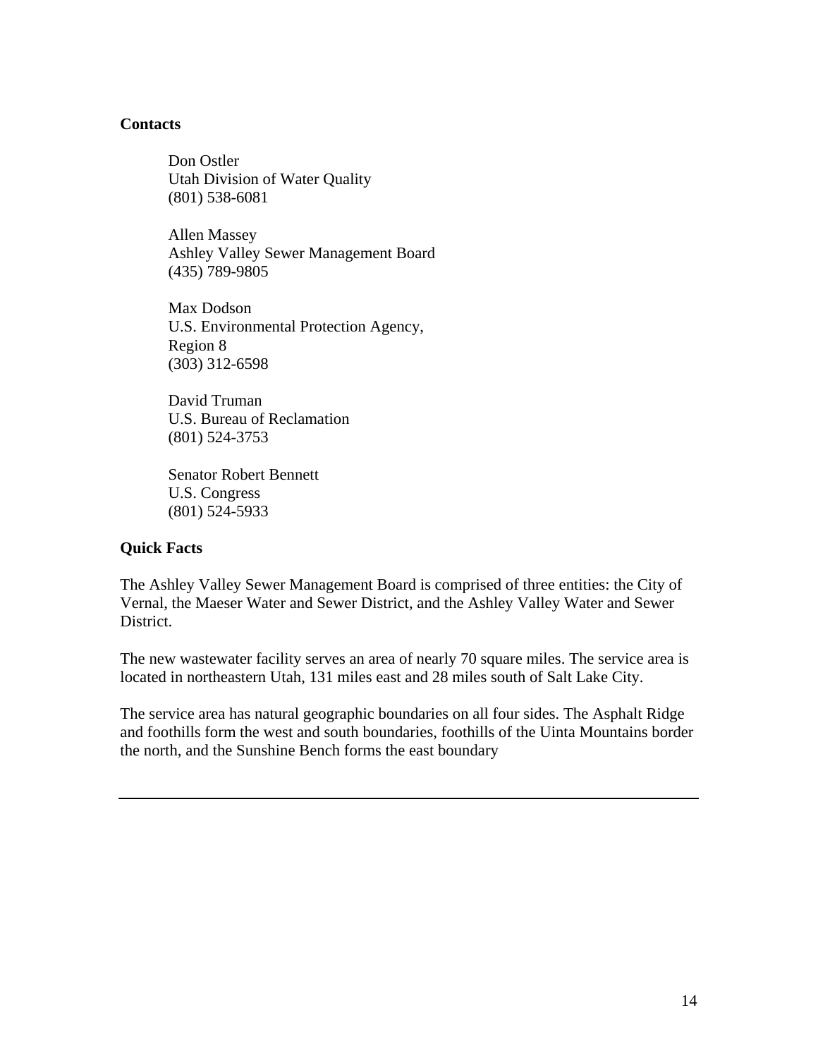**Contacts**

Don Ostler  
Utah Division of Water Quality  
(801) 538-6081

Allen Massey  
Ashley Valley Sewer Management Board  
(435) 789-9805

Max Dodson  
U.S. Environmental Protection Agency,  
Region 8  
(303) 312-6598

David Truman  
U.S. Bureau of Reclamation  
(801) 524-3753

Senator Robert Bennett  
U.S. Congress  
(801) 524-5933

**Quick Facts**

The Ashley Valley Sewer Management Board is comprised of three entities: the City of Vernal, the Maeser Water and Sewer District, and the Ashley Valley Water and Sewer District.

The new wastewater facility serves an area of nearly 70 square miles. The service area is located in northeastern Utah, 131 miles east and 28 miles south of Salt Lake City.

The service area has natural geographic boundaries on all four sides. The Asphalt Ridge and foothills form the west and south boundaries, foothills of the Uinta Mountains border the north, and the Sunshine Bench forms the east boundary

---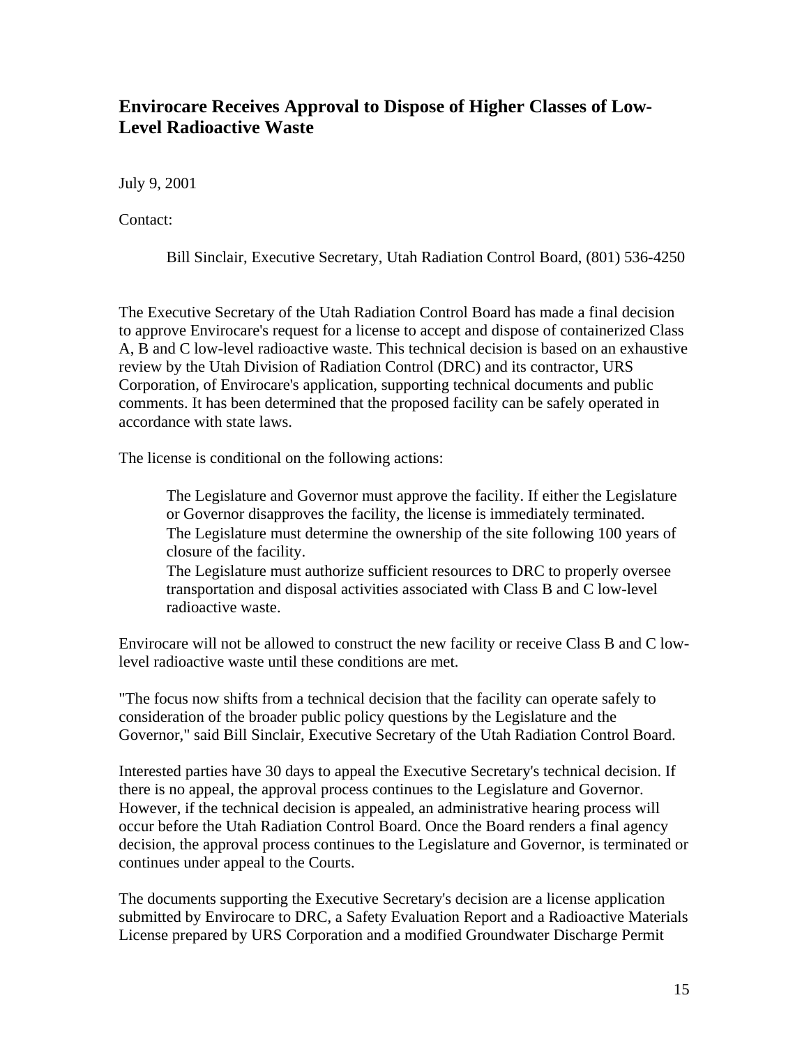## Envirocare Receives Approval to Dispose of Higher Classes of Low-Level Radioactive Waste

July 9, 2001

Contact:

> Bill Sinclair, Executive Secretary, Utah Radiation Control Board, (801) 536-4250

The Executive Secretary of the Utah Radiation Control Board has made a final decision to approve Envirocare's request for a license to accept and dispose of containerized Class A, B and C low-level radioactive waste. This technical decision is based on an exhaustive review by the Utah Division of Radiation Control (DRC) and its contractor, URS Corporation, of Envirocare's application, supporting technical documents and public comments. It has been determined that the proposed facility can be safely operated in accordance with state laws.

The license is conditional on the following actions:

- The Legislature and Governor must approve the facility. If either the Legislature or Governor disapproves the facility, the license is immediately terminated.
- The Legislature must determine the ownership of the site following 100 years of closure of the facility.
- The Legislature must authorize sufficient resources to DRC to properly oversee transportation and disposal activities associated with Class B and C low-level radioactive waste.

Envirocare will not be allowed to construct the new facility or receive Class B and C low-level radioactive waste until these conditions are met.

"The focus now shifts from a technical decision that the facility can operate safely to consideration of the broader public policy questions by the Legislature and the Governor," said Bill Sinclair, Executive Secretary of the Utah Radiation Control Board.

Interested parties have 30 days to appeal the Executive Secretary's technical decision. If there is no appeal, the approval process continues to the Legislature and Governor. However, if the technical decision is appealed, an administrative hearing process will occur before the Utah Radiation Control Board. Once the Board renders a final agency decision, the approval process continues to the Legislature and Governor, is terminated or continues under appeal to the Courts.

The documents supporting the Executive Secretary's decision are a license application submitted by Envirocare to DRC, a Safety Evaluation Report and a Radioactive Materials License prepared by URS Corporation and a modified Groundwater Discharge Permit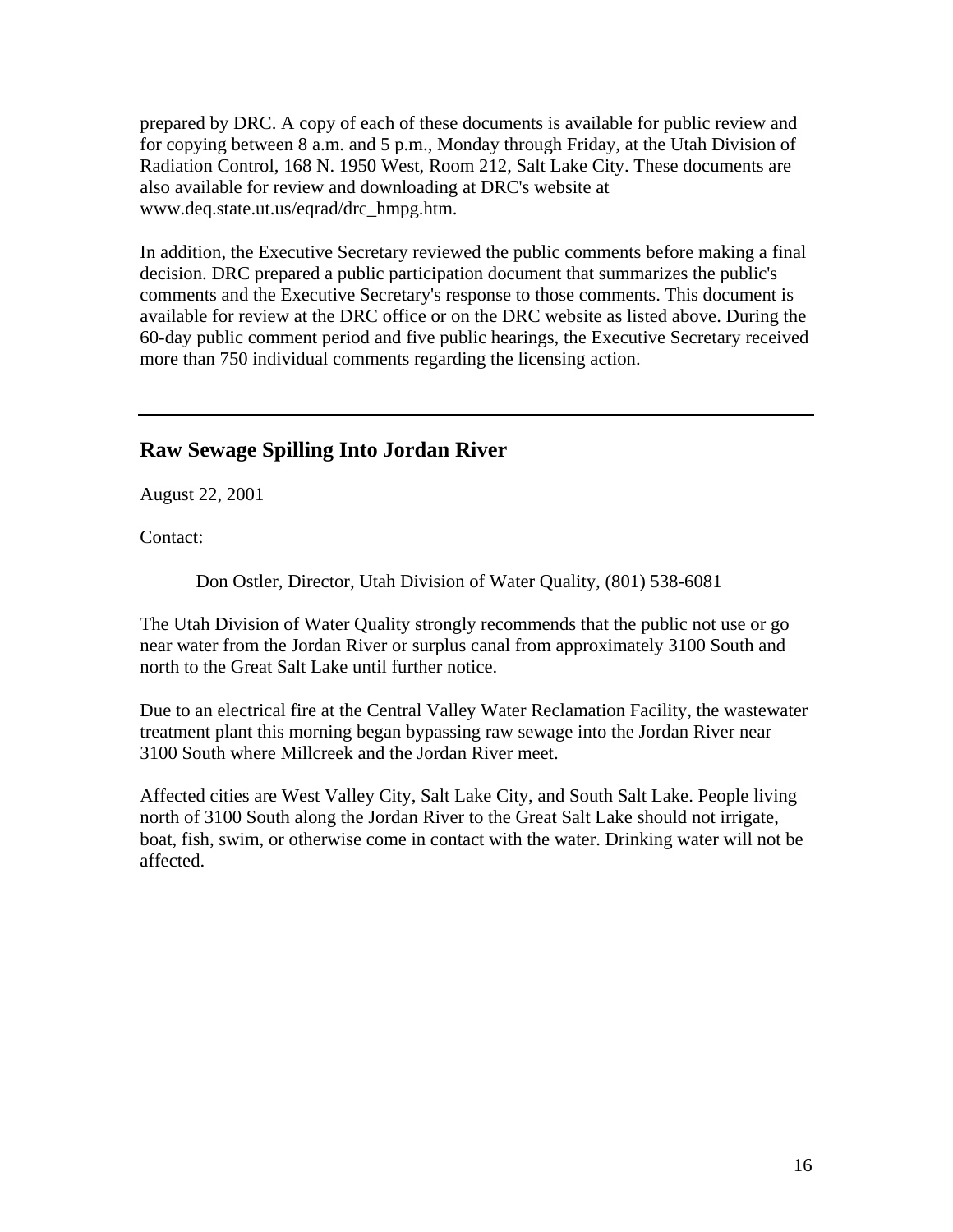prepared by DRC. A copy of each of these documents is available for public review and for copying between 8 a.m. and 5 p.m., Monday through Friday, at the Utah Division of Radiation Control, 168 N. 1950 West, Room 212, Salt Lake City. These documents are also available for review and downloading at DRC's website at www.deq.state.ut.us/eqrad/drc_hmpg.htm.

In addition, the Executive Secretary reviewed the public comments before making a final decision. DRC prepared a public participation document that summarizes the public's comments and the Executive Secretary's response to those comments. This document is available for review at the DRC office or on the DRC website as listed above. During the 60-day public comment period and five public hearings, the Executive Secretary received more than 750 individual comments regarding the licensing action.

---

## Raw Sewage Spilling Into Jordan River

August 22, 2001

Contact:

> Don Ostler, Director, Utah Division of Water Quality, (801) 538-6081

The Utah Division of Water Quality strongly recommends that the public not use or go near water from the Jordan River or surplus canal from approximately 3100 South and north to the Great Salt Lake until further notice.

Due to an electrical fire at the Central Valley Water Reclamation Facility, the wastewater treatment plant this morning began bypassing raw sewage into the Jordan River near 3100 South where Millcreek and the Jordan River meet.

Affected cities are West Valley City, Salt Lake City, and South Salt Lake. People living north of 3100 South along the Jordan River to the Great Salt Lake should not irrigate, boat, fish, swim, or otherwise come in contact with the water. Drinking water will not be affected.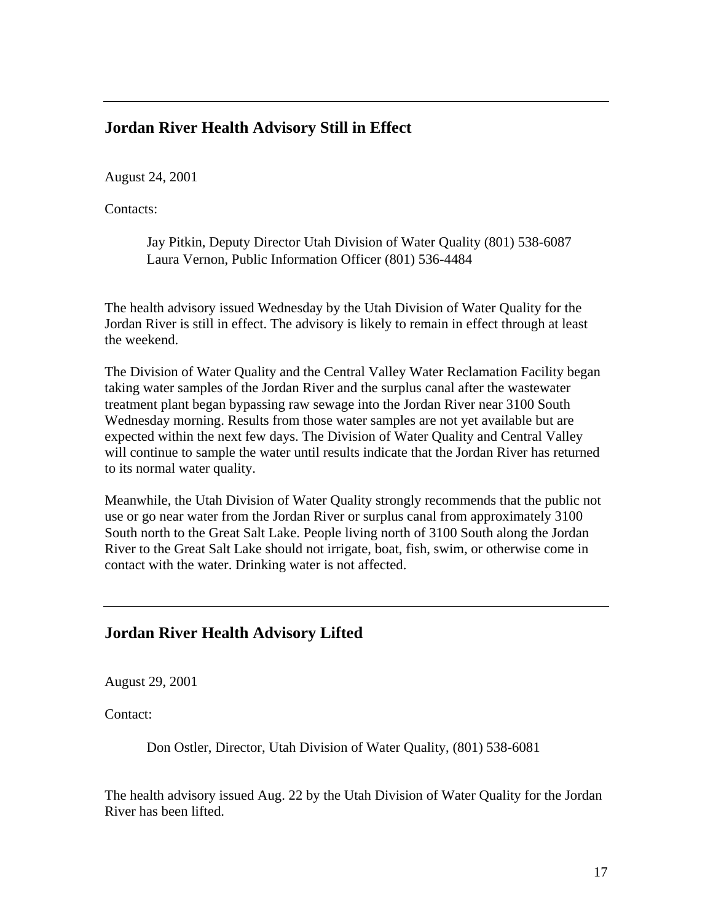---

## Jordan River Health Advisory Still in Effect

August 24, 2001

Contacts:

> Jay Pitkin, Deputy Director Utah Division of Water Quality (801) 538-6087
> Laura Vernon, Public Information Officer (801) 536-4484

The health advisory issued Wednesday by the Utah Division of Water Quality for the Jordan River is still in effect. The advisory is likely to remain in effect through at least the weekend.

The Division of Water Quality and the Central Valley Water Reclamation Facility began taking water samples of the Jordan River and the surplus canal after the wastewater treatment plant began bypassing raw sewage into the Jordan River near 3100 South Wednesday morning. Results from those water samples are not yet available but are expected within the next few days. The Division of Water Quality and Central Valley will continue to sample the water until results indicate that the Jordan River has returned to its normal water quality.

Meanwhile, the Utah Division of Water Quality strongly recommends that the public not use or go near water from the Jordan River or surplus canal from approximately 3100 South north to the Great Salt Lake. People living north of 3100 South along the Jordan River to the Great Salt Lake should not irrigate, boat, fish, swim, or otherwise come in contact with the water. Drinking water is not affected.

---

## Jordan River Health Advisory Lifted

August 29, 2001

Contact:

> Don Ostler, Director, Utah Division of Water Quality, (801) 538-6081

The health advisory issued Aug. 22 by the Utah Division of Water Quality for the Jordan River has been lifted.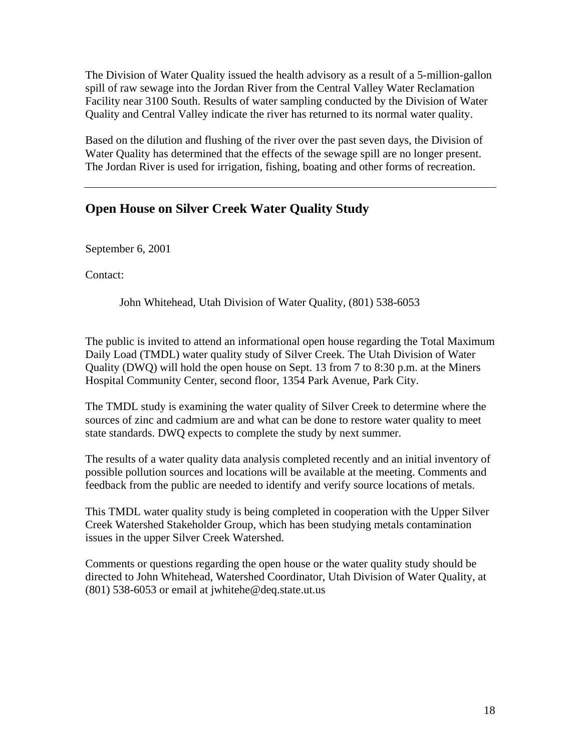The Division of Water Quality issued the health advisory as a result of a 5-million-gallon spill of raw sewage into the Jordan River from the Central Valley Water Reclamation Facility near 3100 South. Results of water sampling conducted by the Division of Water Quality and Central Valley indicate the river has returned to its normal water quality.

Based on the dilution and flushing of the river over the past seven days, the Division of Water Quality has determined that the effects of the sewage spill are no longer present. The Jordan River is used for irrigation, fishing, boating and other forms of recreation.

---

## Open House on Silver Creek Water Quality Study

September 6, 2001

Contact:

John Whitehead, Utah Division of Water Quality, (801) 538-6053

The public is invited to attend an informational open house regarding the Total Maximum Daily Load (TMDL) water quality study of Silver Creek. The Utah Division of Water Quality (DWQ) will hold the open house on Sept. 13 from 7 to 8:30 p.m. at the Miners Hospital Community Center, second floor, 1354 Park Avenue, Park City.

The TMDL study is examining the water quality of Silver Creek to determine where the sources of zinc and cadmium are and what can be done to restore water quality to meet state standards. DWQ expects to complete the study by next summer.

The results of a water quality data analysis completed recently and an initial inventory of possible pollution sources and locations will be available at the meeting. Comments and feedback from the public are needed to identify and verify source locations of metals.

This TMDL water quality study is being completed in cooperation with the Upper Silver Creek Watershed Stakeholder Group, which has been studying metals contamination issues in the upper Silver Creek Watershed.

Comments or questions regarding the open house or the water quality study should be directed to John Whitehead, Watershed Coordinator, Utah Division of Water Quality, at (801) 538-6053 or email at jwhitehe@deq.state.ut.us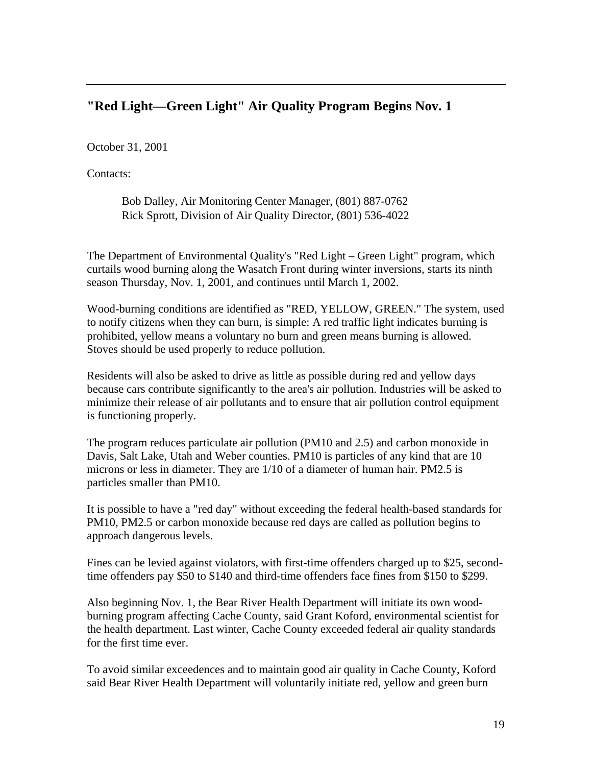---

## "Red Light—Green Light" Air Quality Program Begins Nov. 1

October 31, 2001

Contacts:

> Bob Dalley, Air Monitoring Center Manager, (801) 887-0762
> Rick Sprott, Division of Air Quality Director, (801) 536-4022

The Department of Environmental Quality's "Red Light – Green Light" program, which curtails wood burning along the Wasatch Front during winter inversions, starts its ninth season Thursday, Nov. 1, 2001, and continues until March 1, 2002.

Wood-burning conditions are identified as "RED, YELLOW, GREEN." The system, used to notify citizens when they can burn, is simple: A red traffic light indicates burning is prohibited, yellow means a voluntary no burn and green means burning is allowed. Stoves should be used properly to reduce pollution.

Residents will also be asked to drive as little as possible during red and yellow days because cars contribute significantly to the area's air pollution. Industries will be asked to minimize their release of air pollutants and to ensure that air pollution control equipment is functioning properly.

The program reduces particulate air pollution (PM10 and 2.5) and carbon monoxide in Davis, Salt Lake, Utah and Weber counties. PM10 is particles of any kind that are 10 microns or less in diameter. They are 1/10 of a diameter of human hair. PM2.5 is particles smaller than PM10.

It is possible to have a "red day" without exceeding the federal health-based standards for PM10, PM2.5 or carbon monoxide because red days are called as pollution begins to approach dangerous levels.

Fines can be levied against violators, with first-time offenders charged up to $25, second-time offenders pay $50 to $140 and third-time offenders face fines from $150 to $299.

Also beginning Nov. 1, the Bear River Health Department will initiate its own wood-burning program affecting Cache County, said Grant Koford, environmental scientist for the health department. Last winter, Cache County exceeded federal air quality standards for the first time ever.

To avoid similar exceedences and to maintain good air quality in Cache County, Koford said Bear River Health Department will voluntarily initiate red, yellow and green burn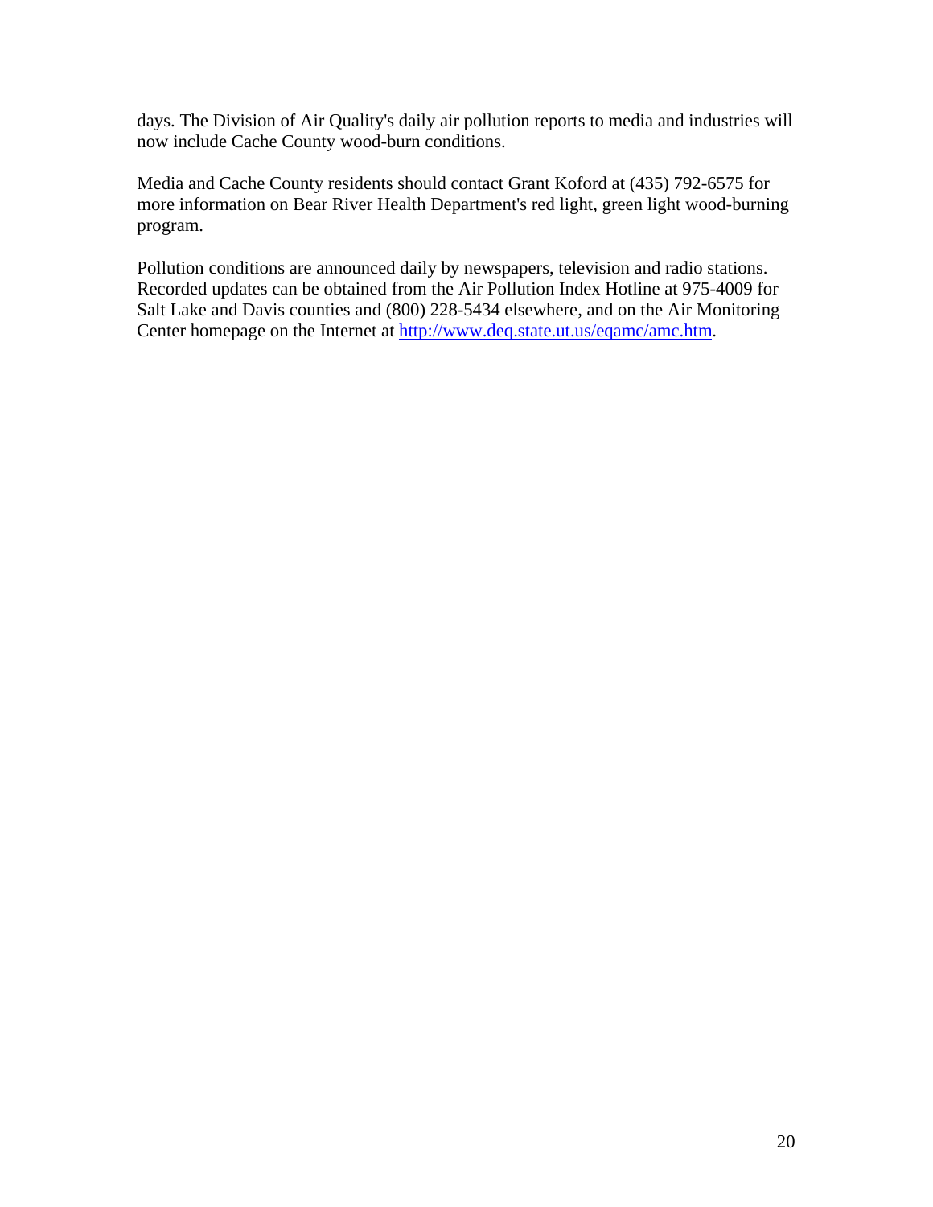days. The Division of Air Quality's daily air pollution reports to media and industries will now include Cache County wood-burn conditions.

Media and Cache County residents should contact Grant Koford at (435) 792-6575 for more information on Bear River Health Department's red light, green light wood-burning program.

Pollution conditions are announced daily by newspapers, television and radio stations. Recorded updates can be obtained from the Air Pollution Index Hotline at 975-4009 for Salt Lake and Davis counties and (800) 228-5434 elsewhere, and on the Air Monitoring Center homepage on the Internet at http://www.deq.state.ut.us/eqamc/amc.htm.